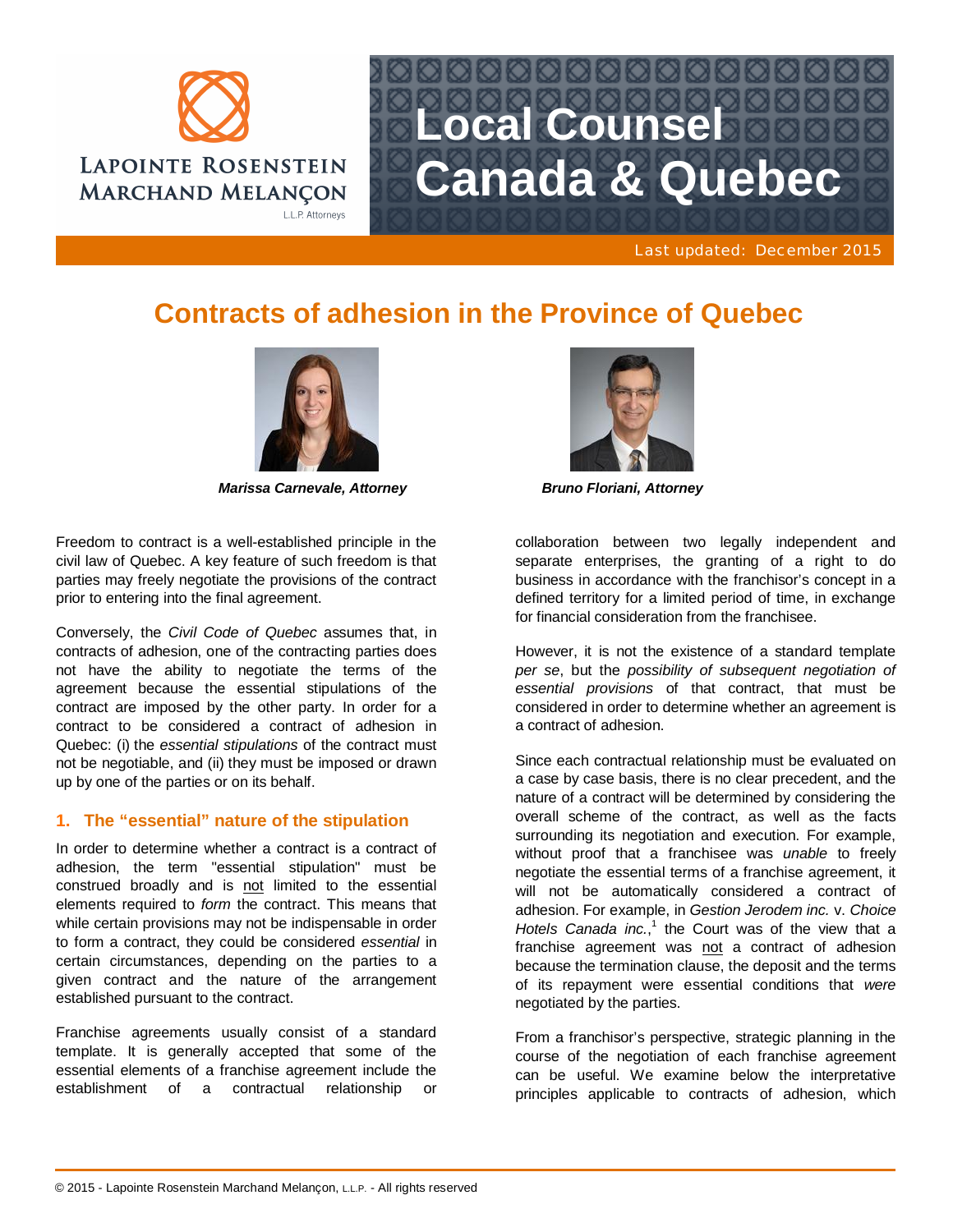LAPOINTE ROSENSTEIN MARCHAND MELANÇON L.L.P. Attorneys

# Local Counsel Canada & Quebec

Last updated: December 2015

## Contracts of adhesion in the Province of Quebec

***Marissa Carnevale, Attorney***

***Bruno Floriani, Attorney***

Freedom to contract is a well-established principle in the civil law of Quebec. A key feature of such freedom is that parties may freely negotiate the provisions of the contract prior to entering into the final agreement.

Conversely, the *Civil Code of Quebec* assumes that, in contracts of adhesion, one of the contracting parties does not have the ability to negotiate the terms of the agreement because the essential stipulations of the contract are imposed by the other party. In order for a contract to be considered a contract of adhesion in Quebec: (i) the *essential stipulations* of the contract must not be negotiable, and (ii) they must be imposed or drawn up by one of the parties or on its behalf.

### 1. The "essential" nature of the stipulation

In order to determine whether a contract is a contract of adhesion, the term "essential stipulation" must be construed broadly and is not limited to the essential elements required to *form* the contract. This means that while certain provisions may not be indispensable in order to form a contract, they could be considered *essential* in certain circumstances, depending on the parties to a given contract and the nature of the arrangement established pursuant to the contract.

Franchise agreements usually consist of a standard template. It is generally accepted that some of the essential elements of a franchise agreement include the establishment of a contractual relationship or collaboration between two legally independent and separate enterprises, the granting of a right to do business in accordance with the franchisor's concept in a defined territory for a limited period of time, in exchange for financial consideration from the franchisee.

However, it is not the existence of a standard template *per se*, but the *possibility of subsequent negotiation of essential provisions* of that contract, that must be considered in order to determine whether an agreement is a contract of adhesion.

Since each contractual relationship must be evaluated on a case by case basis, there is no clear precedent, and the nature of a contract will be determined by considering the overall scheme of the contract, as well as the facts surrounding its negotiation and execution. For example, without proof that a franchisee was *unable* to freely negotiate the essential terms of a franchise agreement, it will not be automatically considered a contract of adhesion. For example, in *Gestion Jerodem inc.* v. *Choice Hotels Canada inc.*,[1] the Court was of the view that a franchise agreement was not a contract of adhesion because the termination clause, the deposit and the terms of its repayment were essential conditions that *were* negotiated by the parties.

From a franchisor's perspective, strategic planning in the course of the negotiation of each franchise agreement can be useful. We examine below the interpretative principles applicable to contracts of adhesion, which

© 2015 - Lapointe Rosenstein Marchand Melançon, L.L.P. - All rights reserved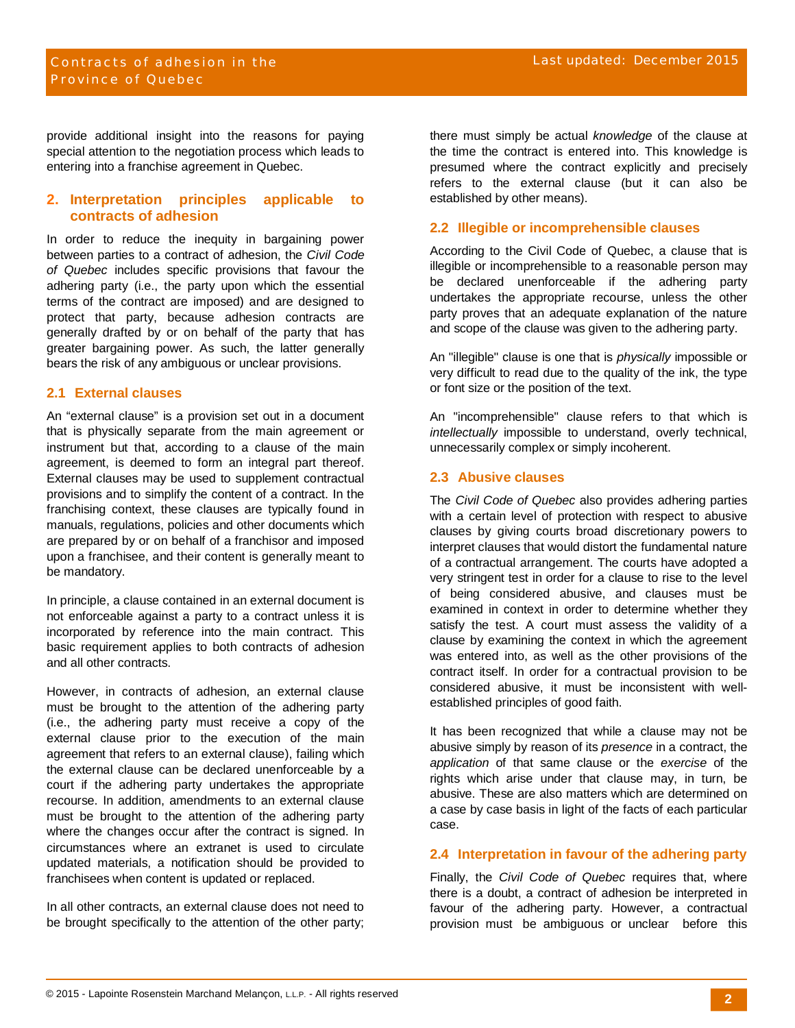provide additional insight into the reasons for paying special attention to the negotiation process which leads to entering into a franchise agreement in Quebec.

## 2. Interpretation principles applicable to contracts of adhesion

In order to reduce the inequity in bargaining power between parties to a contract of adhesion, the *Civil Code of Quebec* includes specific provisions that favour the adhering party (i.e., the party upon which the essential terms of the contract are imposed) and are designed to protect that party, because adhesion contracts are generally drafted by or on behalf of the party that has greater bargaining power. As such, the latter generally bears the risk of any ambiguous or unclear provisions.

### 2.1 External clauses

An "external clause" is a provision set out in a document that is physically separate from the main agreement or instrument but that, according to a clause of the main agreement, is deemed to form an integral part thereof. External clauses may be used to supplement contractual provisions and to simplify the content of a contract. In the franchising context, these clauses are typically found in manuals, regulations, policies and other documents which are prepared by or on behalf of a franchisor and imposed upon a franchisee, and their content is generally meant to be mandatory.

In principle, a clause contained in an external document is not enforceable against a party to a contract unless it is incorporated by reference into the main contract. This basic requirement applies to both contracts of adhesion and all other contracts.

However, in contracts of adhesion, an external clause must be brought to the attention of the adhering party (i.e., the adhering party must receive a copy of the external clause prior to the execution of the main agreement that refers to an external clause), failing which the external clause can be declared unenforceable by a court if the adhering party undertakes the appropriate recourse. In addition, amendments to an external clause must be brought to the attention of the adhering party where the changes occur after the contract is signed. In circumstances where an extranet is used to circulate updated materials, a notification should be provided to franchisees when content is updated or replaced.

In all other contracts, an external clause does not need to be brought specifically to the attention of the other party; there must simply be actual *knowledge* of the clause at the time the contract is entered into. This knowledge is presumed where the contract explicitly and precisely refers to the external clause (but it can also be established by other means).

### 2.2 Illegible or incomprehensible clauses

According to the Civil Code of Quebec, a clause that is illegible or incomprehensible to a reasonable person may be declared unenforceable if the adhering party undertakes the appropriate recourse, unless the other party proves that an adequate explanation of the nature and scope of the clause was given to the adhering party.

An "illegible" clause is one that is *physically* impossible or very difficult to read due to the quality of the ink, the type or font size or the position of the text.

An "incomprehensible" clause refers to that which is *intellectually* impossible to understand, overly technical, unnecessarily complex or simply incoherent.

### 2.3 Abusive clauses

The *Civil Code of Quebec* also provides adhering parties with a certain level of protection with respect to abusive clauses by giving courts broad discretionary powers to interpret clauses that would distort the fundamental nature of a contractual arrangement. The courts have adopted a very stringent test in order for a clause to rise to the level of being considered abusive, and clauses must be examined in context in order to determine whether they satisfy the test. A court must assess the validity of a clause by examining the context in which the agreement was entered into, as well as the other provisions of the contract itself. In order for a contractual provision to be considered abusive, it must be inconsistent with well-established principles of good faith.

It has been recognized that while a clause may not be abusive simply by reason of its *presence* in a contract, the *application* of that same clause or the *exercise* of the rights which arise under that clause may, in turn, be abusive. These are also matters which are determined on a case by case basis in light of the facts of each particular case.

### 2.4 Interpretation in favour of the adhering party

Finally, the *Civil Code of Quebec* requires that, where there is a doubt, a contract of adhesion be interpreted in favour of the adhering party. However, a contractual provision must be ambiguous or unclear before this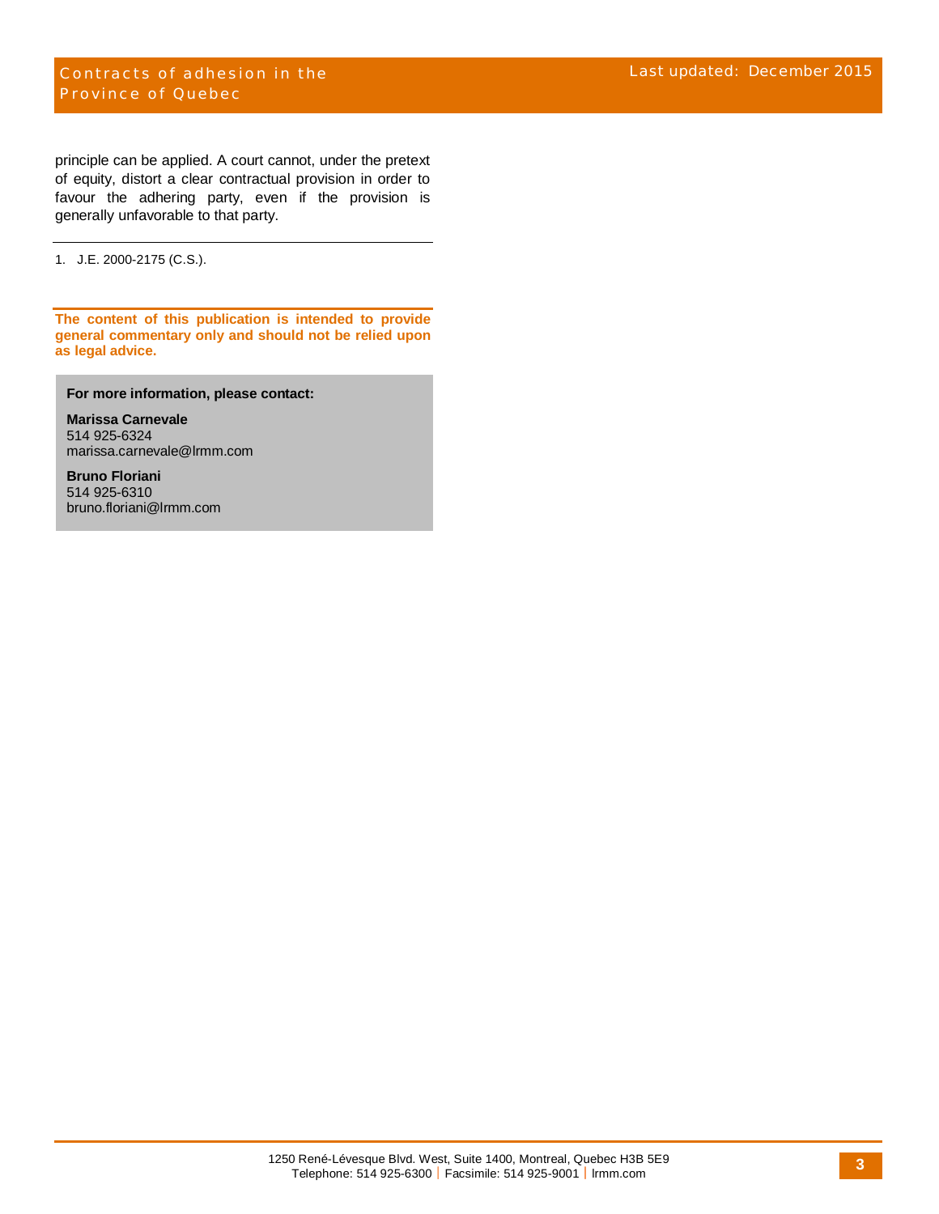principle can be applied. A court cannot, under the pretext of equity, distort a clear contractual provision in order to favour the adhering party, even if the provision is generally unfavorable to that party.

---

1. J.E. 2000-2175 (C.S.).

**The content of this publication is intended to provide general commentary only and should not be relied upon as legal advice.**

**For more information, please contact:**

**Marissa Carnevale**
514 925-6324
marissa.carnevale@lrmm.com

**Bruno Floriani**
514 925-6310
bruno.floriani@lrmm.com